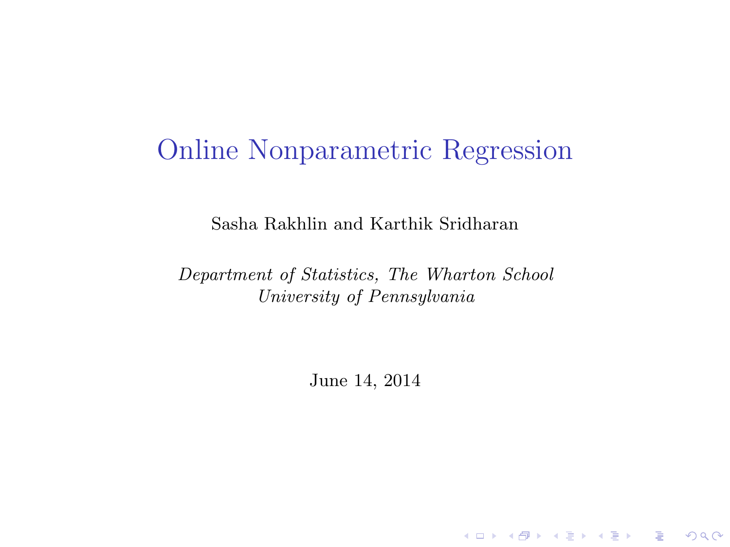# Online Nonparametric Regression

Sasha Rakhlin and Karthik Sridharan

*Department of Statistics, The Wharton School*
*University of Pennsylvania*

June 14, 2014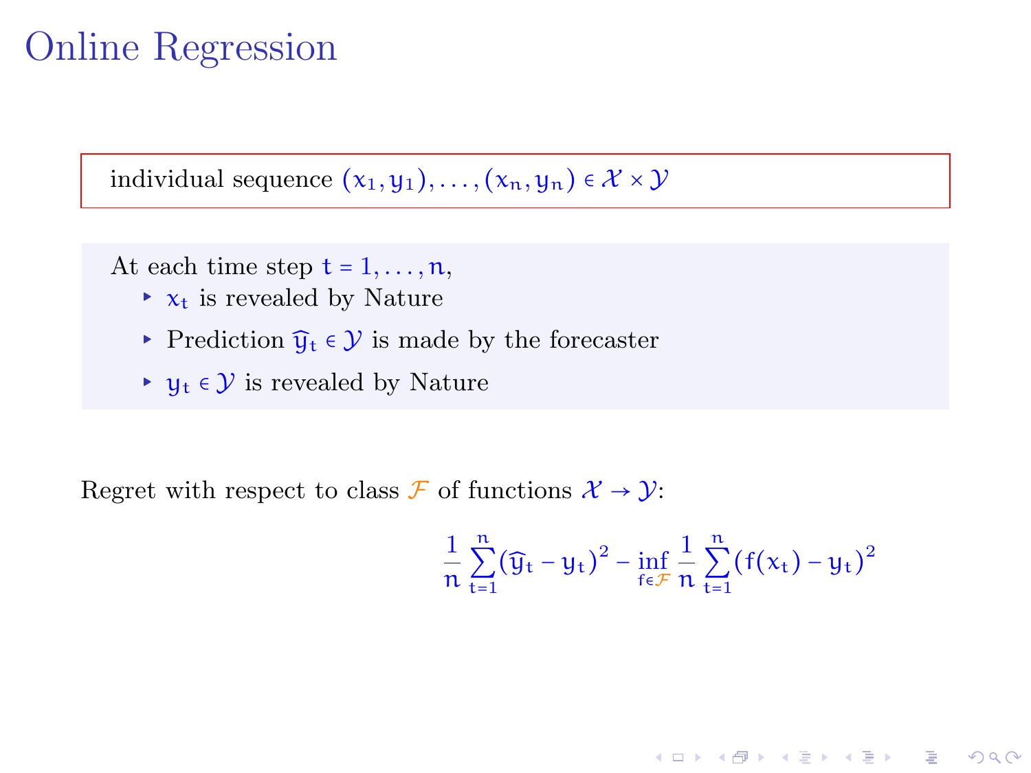# Online Regression

individual sequence $(x_1, y_1), \dots, (x_n, y_n) \in \mathcal{X} \times \mathcal{Y}$

At each time step $t = 1, \dots, n$,

- $x_t$ is revealed by Nature
- Prediction $\widehat{y}_t \in \mathcal{Y}$ is made by the forecaster
- $y_t \in \mathcal{Y}$ is revealed by Nature

Regret with respect to class $\mathcal{F}$ of functions $\mathcal{X} \to \mathcal{Y}$:

$$\frac{1}{n} \sum_{t=1}^{n} (\widehat{y}_t - y_t)^2 - \inf_{f \in \mathcal{F}} \frac{1}{n} \sum_{t=1}^{n} (f(x_t) - y_t)^2$$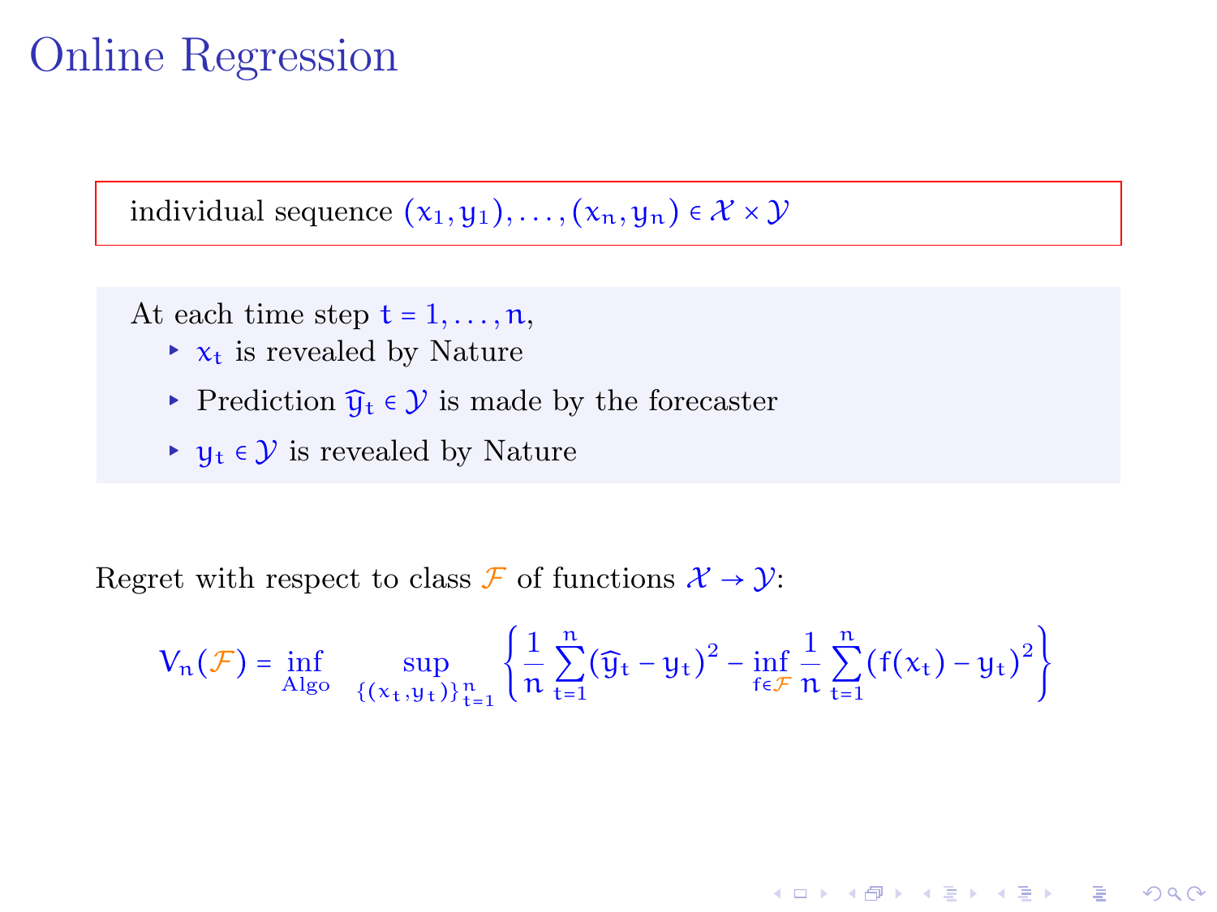# Online Regression

individual sequence $(x_1, y_1), \ldots, (x_n, y_n) \in \mathcal{X} \times \mathcal{Y}$

At each time step $t = 1, \ldots, n$,

- $x_t$ is revealed by Nature
- Prediction $\widehat{y}_t \in \mathcal{Y}$ is made by the forecaster
- $y_t \in \mathcal{Y}$ is revealed by Nature

Regret with respect to class $\mathcal{F}$ of functions $\mathcal{X} \to \mathcal{Y}$:

$$V_n(\mathcal{F}) = \inf_{\text{Algo}} \sup_{\{(x_t, y_t)\}_{t=1}^n} \left\{ \frac{1}{n} \sum_{t=1}^{n} (\widehat{y}_t - y_t)^2 - \inf_{f \in \mathcal{F}} \frac{1}{n} \sum_{t=1}^{n} (f(x_t) - y_t)^2 \right\}$$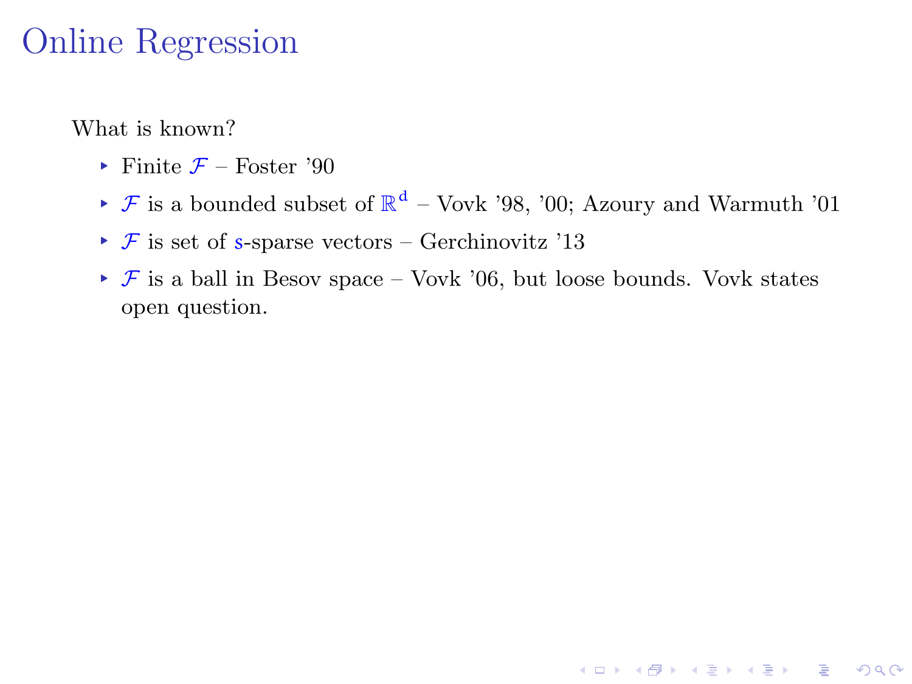# Online Regression

What is known?

- Finite $\mathcal{F}$ – Foster '90
- $\mathcal{F}$ is a bounded subset of $\mathbb{R}^d$ – Vovk '98, '00; Azoury and Warmuth '01
- $\mathcal{F}$ is set of $s$-sparse vectors – Gerchinovitz '13
- $\mathcal{F}$ is a ball in Besov space – Vovk '06, but loose bounds. Vovk states open question.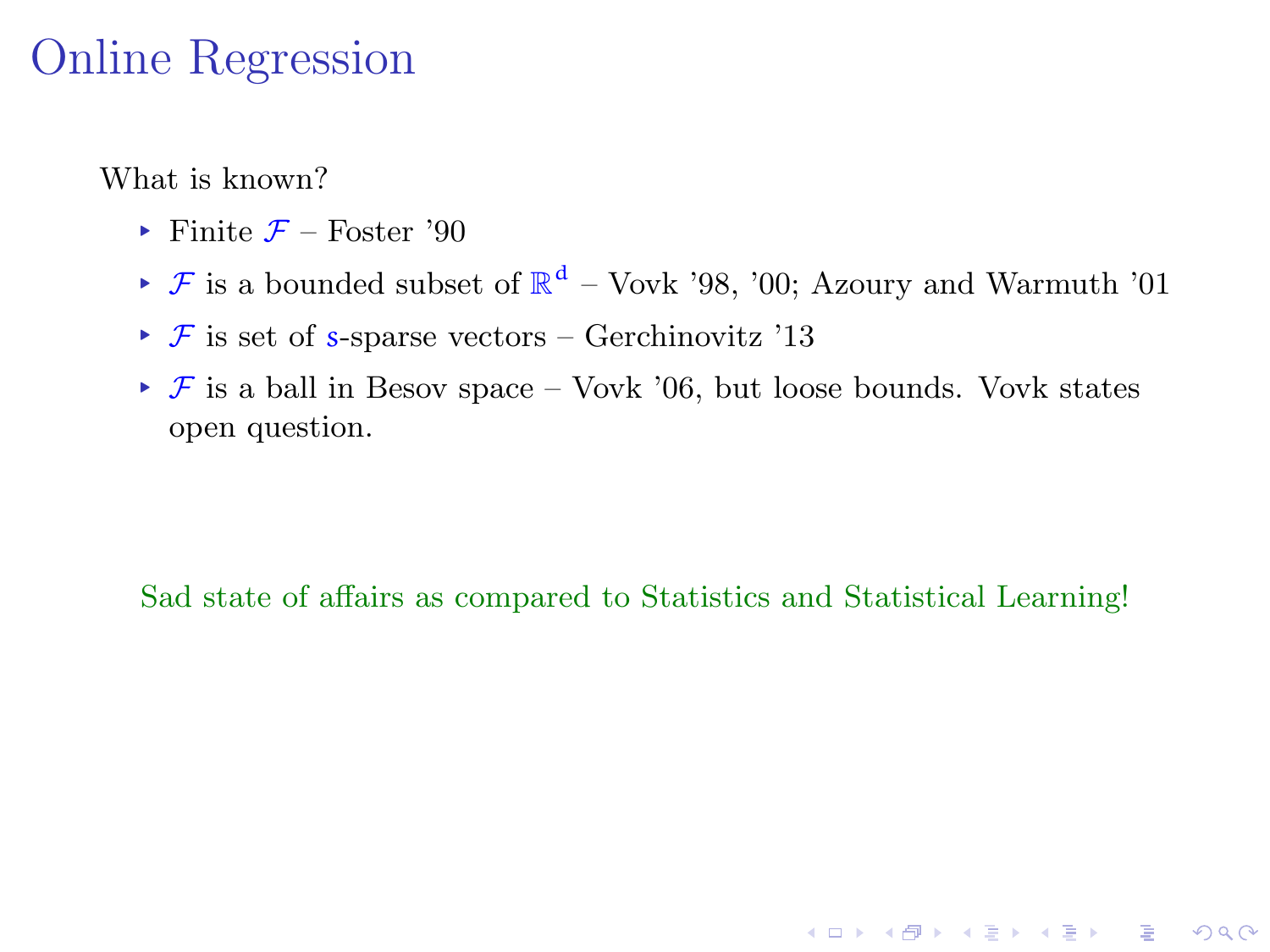# Online Regression

What is known?

- Finite $\mathcal{F}$ – Foster '90
- $\mathcal{F}$ is a bounded subset of $\mathbb{R}^d$ – Vovk '98, '00; Azoury and Warmuth '01
- $\mathcal{F}$ is set of $s$-sparse vectors – Gerchinovitz '13
- $\mathcal{F}$ is a ball in Besov space – Vovk '06, but loose bounds. Vovk states open question.

Sad state of affairs as compared to Statistics and Statistical Learning!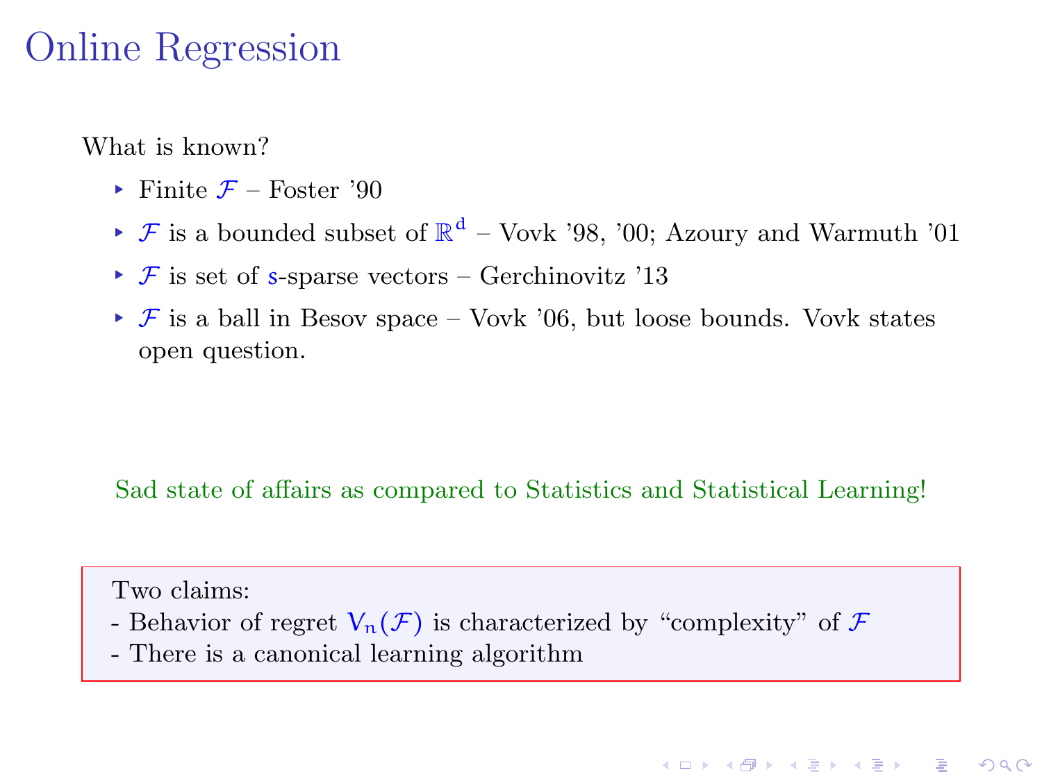# Online Regression

What is known?

- Finite $\mathcal{F}$ – Foster '90
- $\mathcal{F}$ is a bounded subset of $\mathbb{R}^d$ – Vovk '98, '00; Azoury and Warmuth '01
- $\mathcal{F}$ is set of $s$-sparse vectors – Gerchinovitz '13
- $\mathcal{F}$ is a ball in Besov space – Vovk '06, but loose bounds. Vovk states open question.

Sad state of affairs as compared to Statistics and Statistical Learning!

Two claims:
- Behavior of regret $V_n(\mathcal{F})$ is characterized by "complexity" of $\mathcal{F}$
- There is a canonical learning algorithm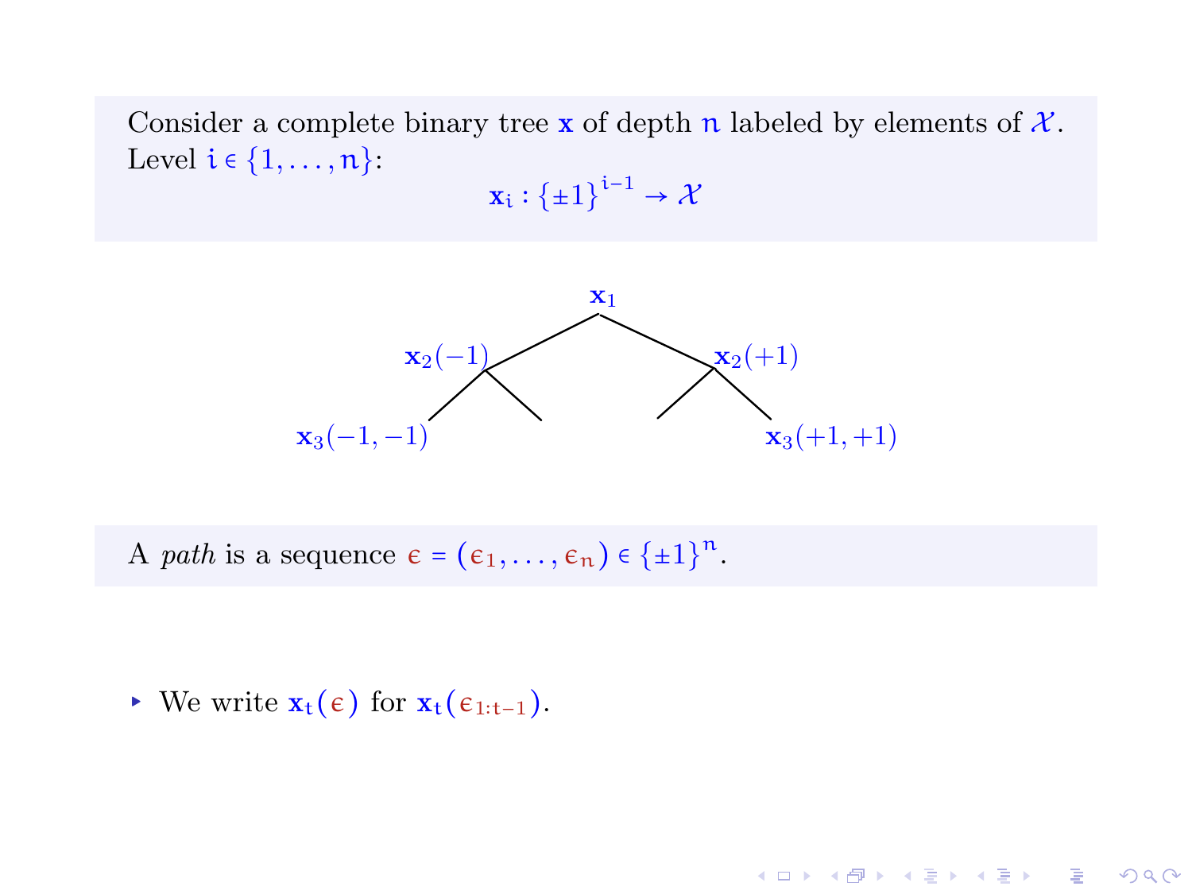Consider a complete binary tree $\mathbf{x}$ of depth $n$ labeled by elements of $\mathcal{X}$. Level $i \in \{1, \ldots, n\}$:

$$\mathbf{x}_i : \{\pm 1\}^{i-1} \to \mathcal{X}$$

$\mathbf{x}_1$

$\mathbf{x}_2(-1)$ $\mathbf{x}_2(+1)$

$\mathbf{x}_3(-1,-1)$ $\mathbf{x}_3(+1,+1)$

A *path* is a sequence $\epsilon = (\epsilon_1, \ldots, \epsilon_n) \in \{\pm 1\}^n$.

- We write $\mathbf{x}_t(\epsilon)$ for $\mathbf{x}_t(\epsilon_{1:t-1})$.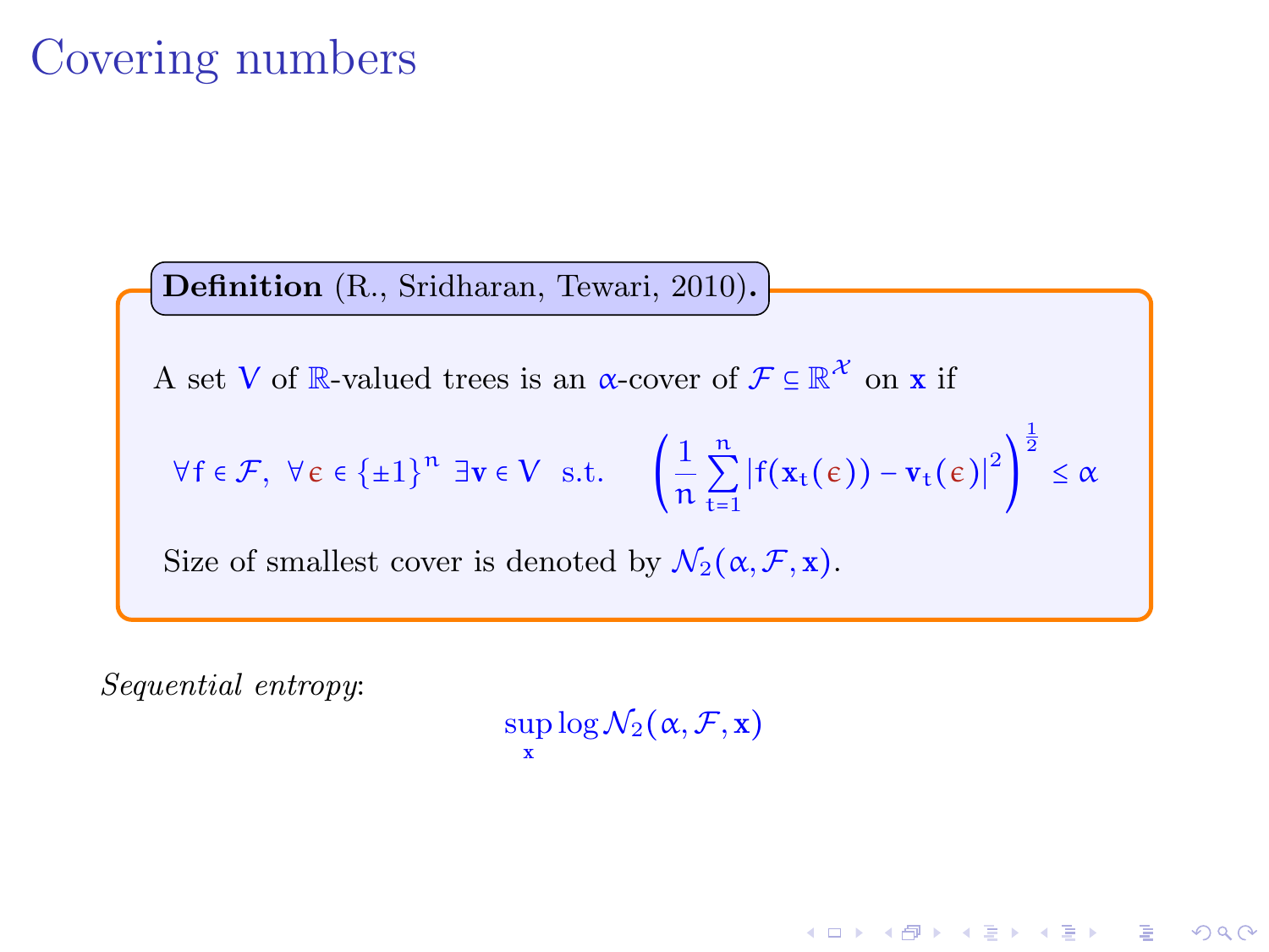# Covering numbers

**Definition** (R., Sridharan, Tewari, 2010)**.**

A set $V$ of $\mathbb{R}$-valued trees is an $\alpha$-cover of $\mathcal{F} \subseteq \mathbb{R}^{\mathcal{X}}$ on $\mathbf{x}$ if

$$\forall f \in \mathcal{F},\ \forall \epsilon \in \{\pm 1\}^n\ \exists \mathbf{v} \in V \ \text{ s.t. } \quad \left( \frac{1}{n} \sum_{t=1}^{n} \left| f(\mathbf{x}_t(\epsilon)) - \mathbf{v}_t(\epsilon) \right|^2 \right)^{\frac{1}{2}} \leq \alpha$$

Size of smallest cover is denoted by $\mathcal{N}_2(\alpha, \mathcal{F}, \mathbf{x})$.

*Sequential entropy*:

$$\sup_{\mathbf{x}} \log \mathcal{N}_2(\alpha, \mathcal{F}, \mathbf{x})$$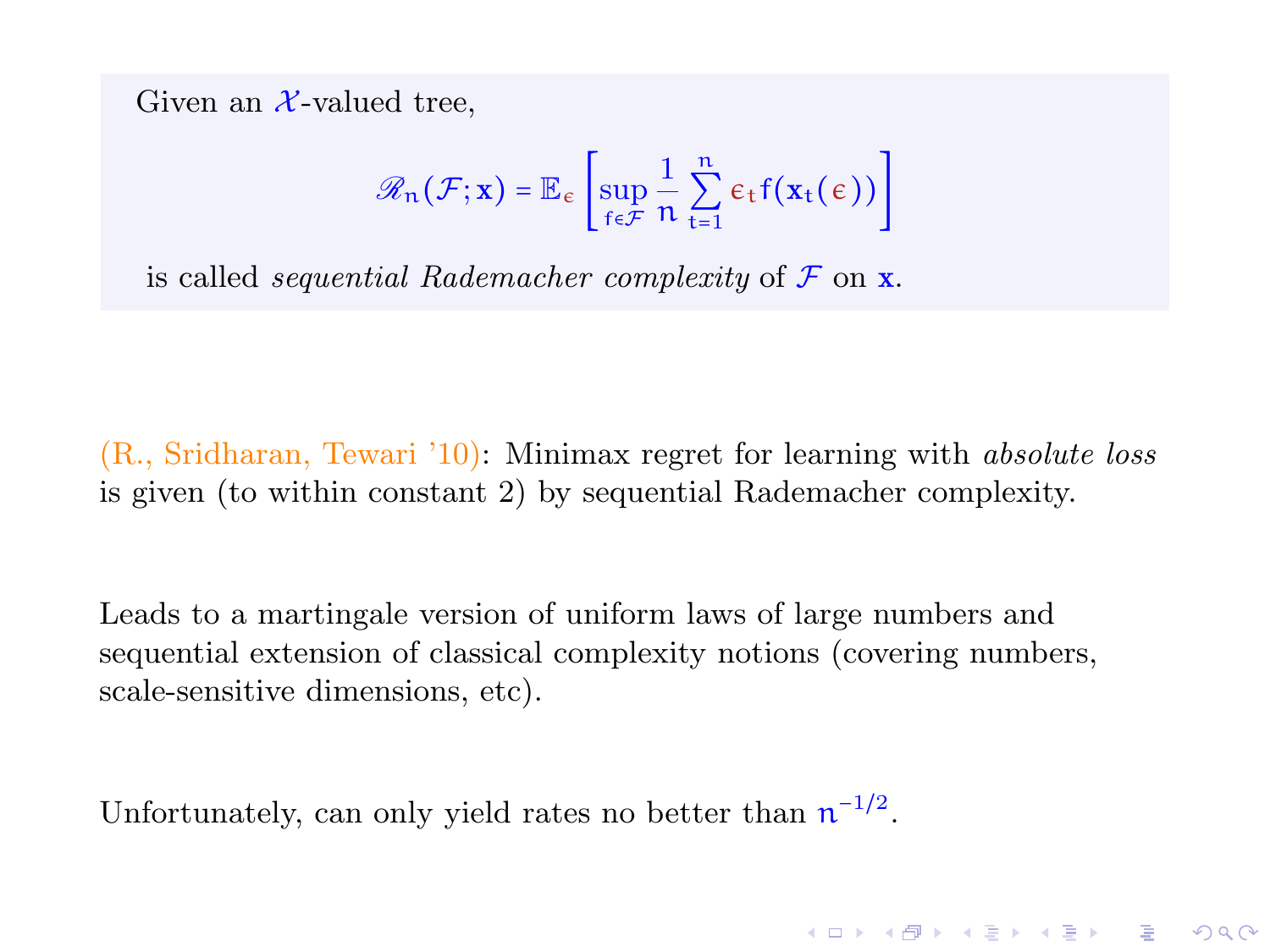Given an $\mathcal{X}$-valued tree,

$$\mathscr{R}_n(\mathcal{F}; \mathbf{x}) = \mathbb{E}_\epsilon \left[ \sup_{f \in \mathcal{F}} \frac{1}{n} \sum_{t=1}^{n} \epsilon_t f(\mathbf{x}_t(\epsilon)) \right]$$

is called *sequential Rademacher complexity* of $\mathcal{F}$ on $\mathbf{x}$.

(R., Sridharan, Tewari '10): Minimax regret for learning with *absolute loss* is given (to within constant 2) by sequential Rademacher complexity.

Leads to a martingale version of uniform laws of large numbers and sequential extension of classical complexity notions (covering numbers, scale-sensitive dimensions, etc).

Unfortunately, can only yield rates no better than $n^{-1/2}$.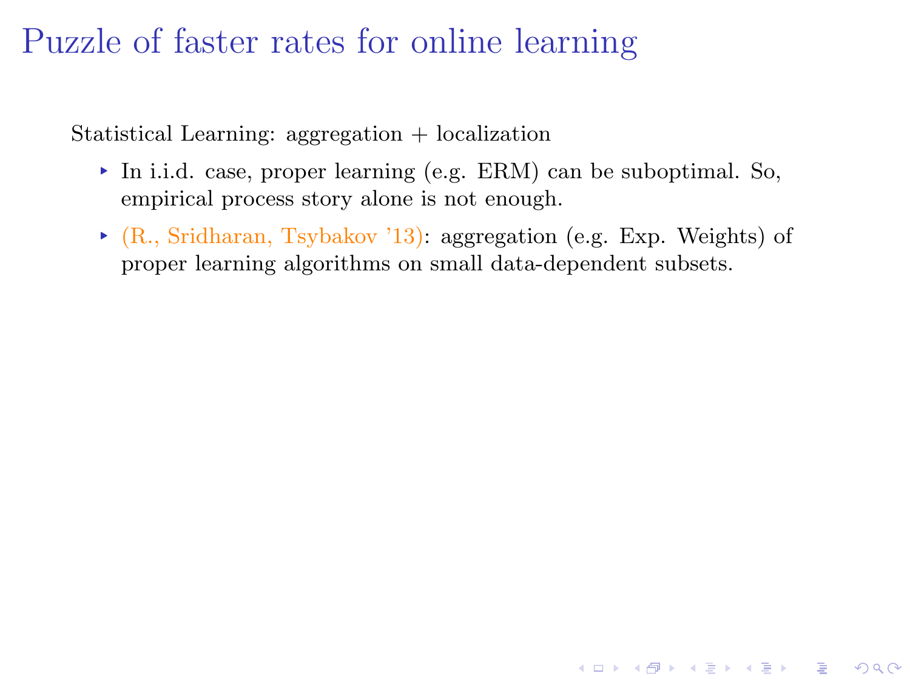# Puzzle of faster rates for online learning

Statistical Learning: aggregation + localization

- In i.i.d. case, proper learning (e.g. ERM) can be suboptimal. So, empirical process story alone is not enough.
- (R., Sridharan, Tsybakov '13): aggregation (e.g. Exp. Weights) of proper learning algorithms on small data-dependent subsets.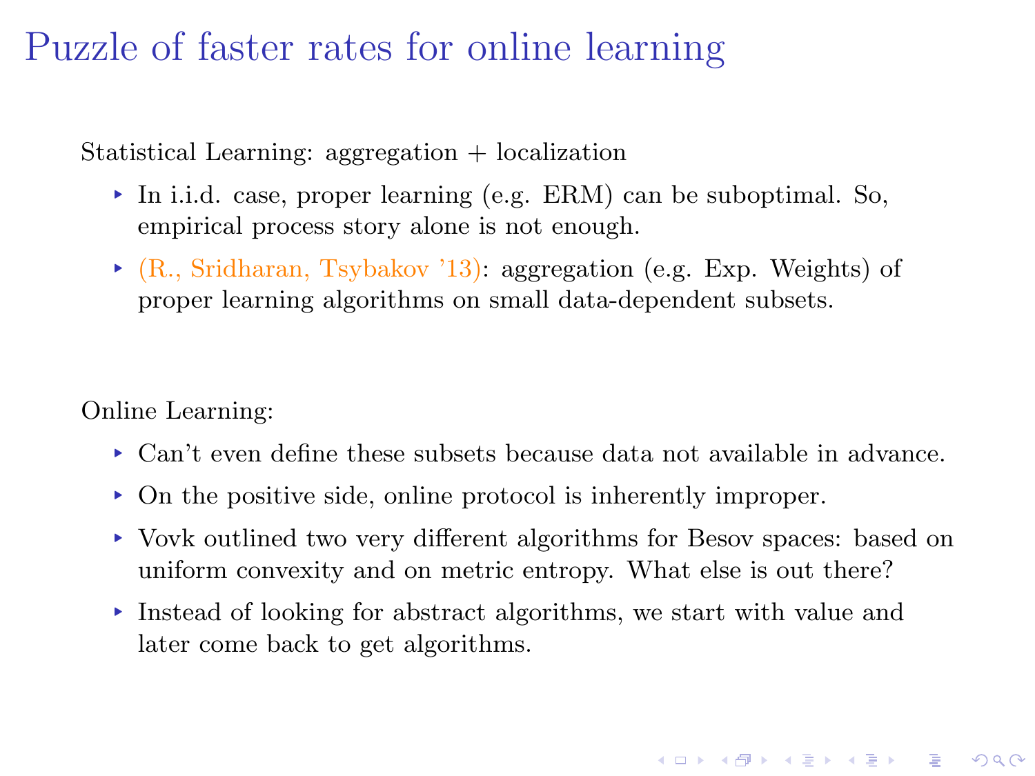# Puzzle of faster rates for online learning

Statistical Learning: aggregation + localization

- In i.i.d. case, proper learning (e.g. ERM) can be suboptimal. So, empirical process story alone is not enough.
- (R., Sridharan, Tsybakov '13): aggregation (e.g. Exp. Weights) of proper learning algorithms on small data-dependent subsets.

Online Learning:

- Can't even define these subsets because data not available in advance.
- On the positive side, online protocol is inherently improper.
- Vovk outlined two very different algorithms for Besov spaces: based on uniform convexity and on metric entropy. What else is out there?
- Instead of looking for abstract algorithms, we start with value and later come back to get algorithms.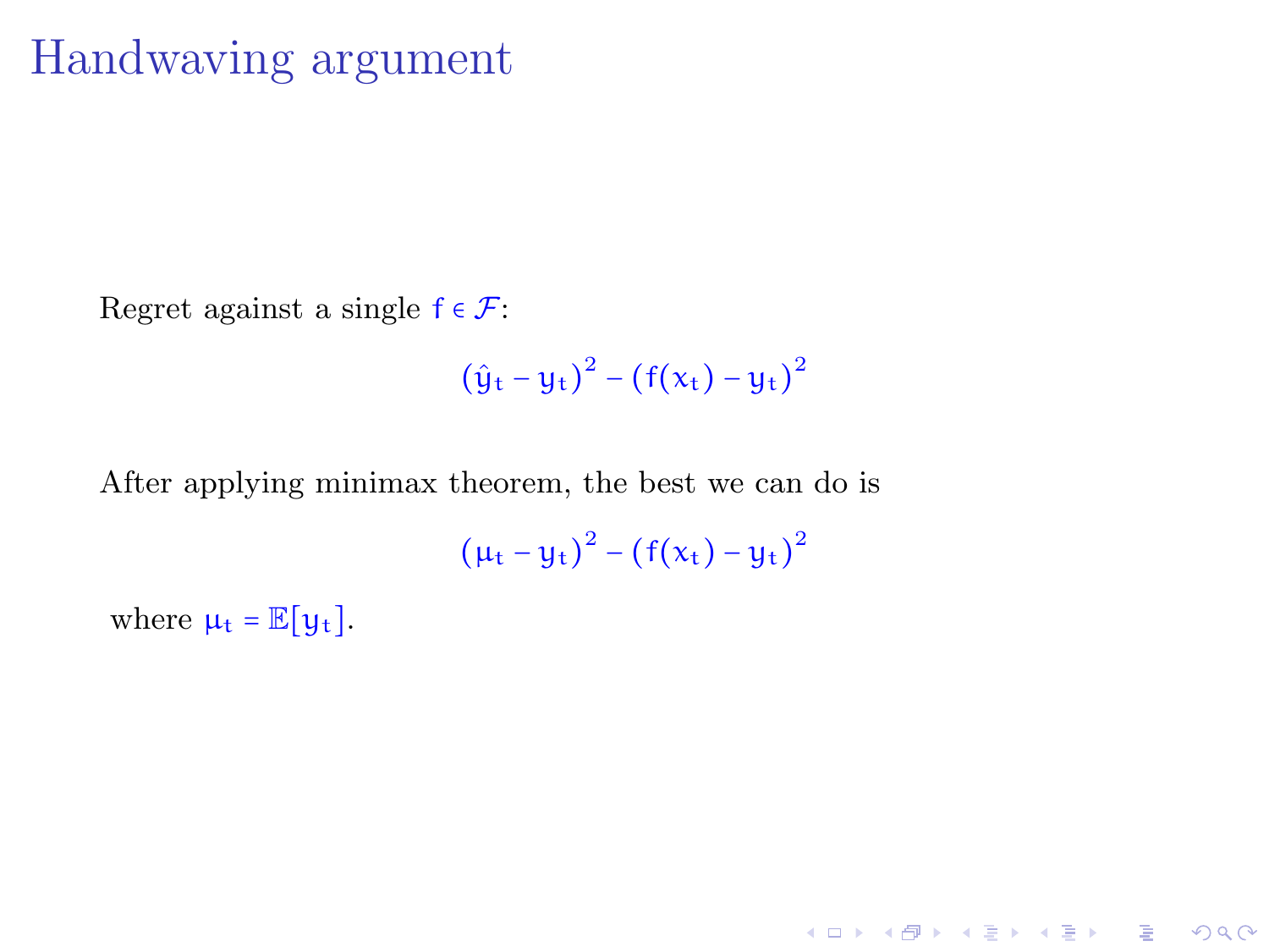# Handwaving argument

Regret against a single $f \in \mathcal{F}$:

$$(\hat{y}_t - y_t)^2 - (f(x_t) - y_t)^2$$

After applying minimax theorem, the best we can do is

$$(\mu_t - y_t)^2 - (f(x_t) - y_t)^2$$

where $\mu_t = \mathbb{E}[y_t]$.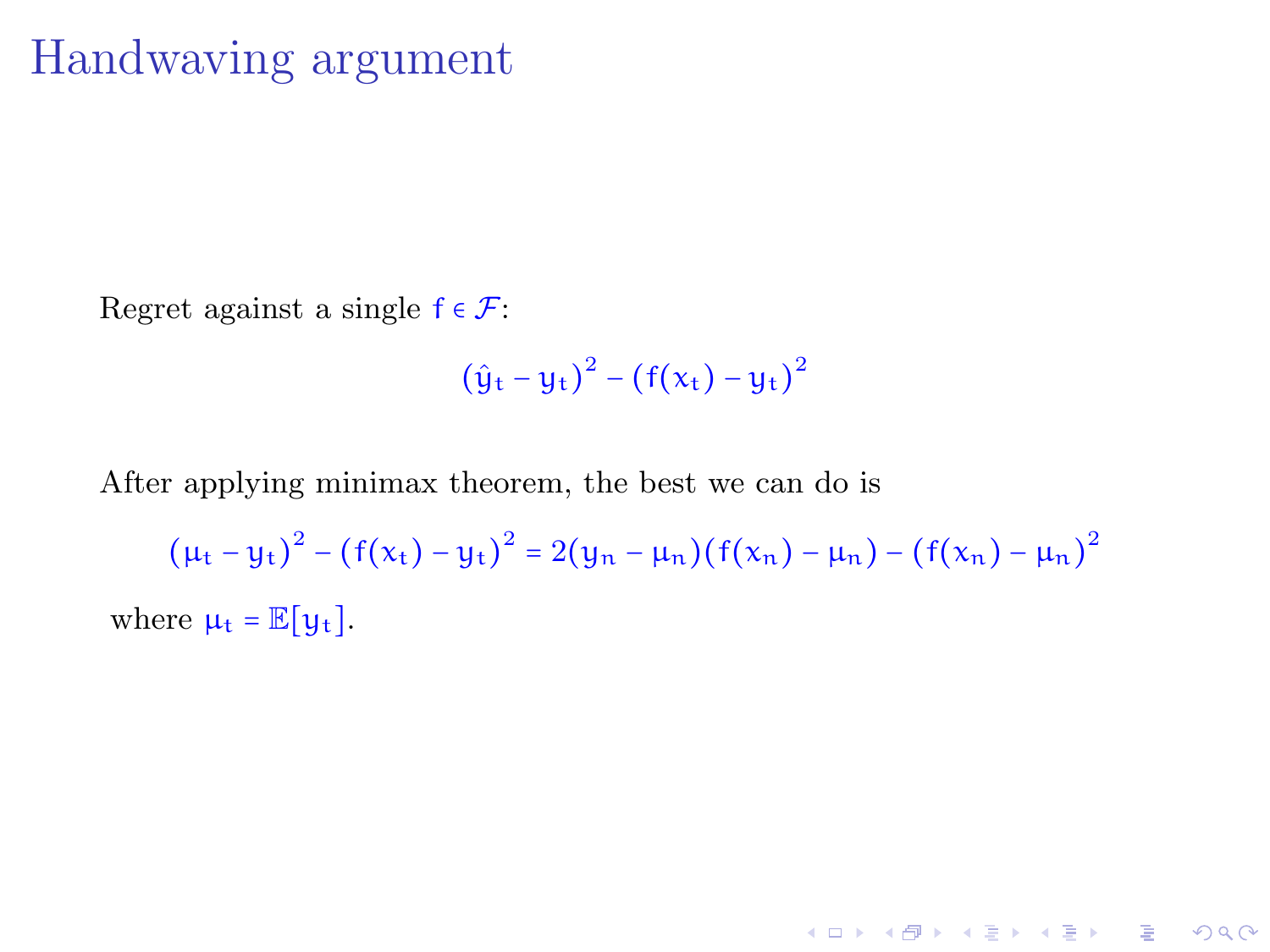# Handwaving argument

Regret against a single $f \in \mathcal{F}$:

$$(\hat{y}_t - y_t)^2 - (f(x_t) - y_t)^2$$

After applying minimax theorem, the best we can do is

$$(\mu_t - y_t)^2 - (f(x_t) - y_t)^2 = 2(y_n - \mu_n)(f(x_n) - \mu_n) - (f(x_n) - \mu_n)^2$$

where $\mu_t = \mathbb{E}[y_t]$.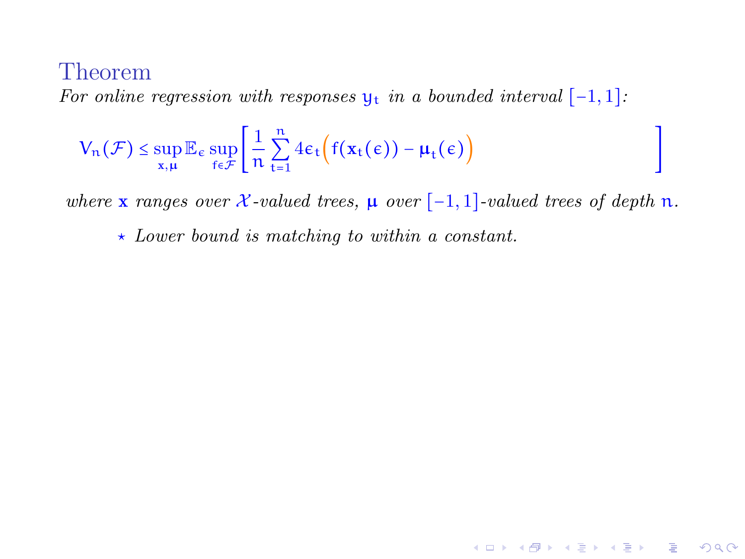### Theorem

*For online regression with responses $y_t$ in a bounded interval $[-1,1]$:*

$$V_n(\mathcal{F}) \leq \sup_{\mathbf{x},\boldsymbol{\mu}} \mathbb{E}_\epsilon \sup_{f \in \mathcal{F}} \left[ \frac{1}{n} \sum_{t=1}^{n} 4\epsilon_t \Big( f(\mathbf{x}_t(\epsilon)) - \boldsymbol{\mu}_t(\epsilon) \Big) \qquad\qquad\qquad\qquad \right]$$

*where $\mathbf{x}$ ranges over $\mathcal{X}$-valued trees, $\boldsymbol{\mu}$ over $[-1,1]$-valued trees of depth $n$.*

- ⋆ *Lower bound is matching to within a constant.*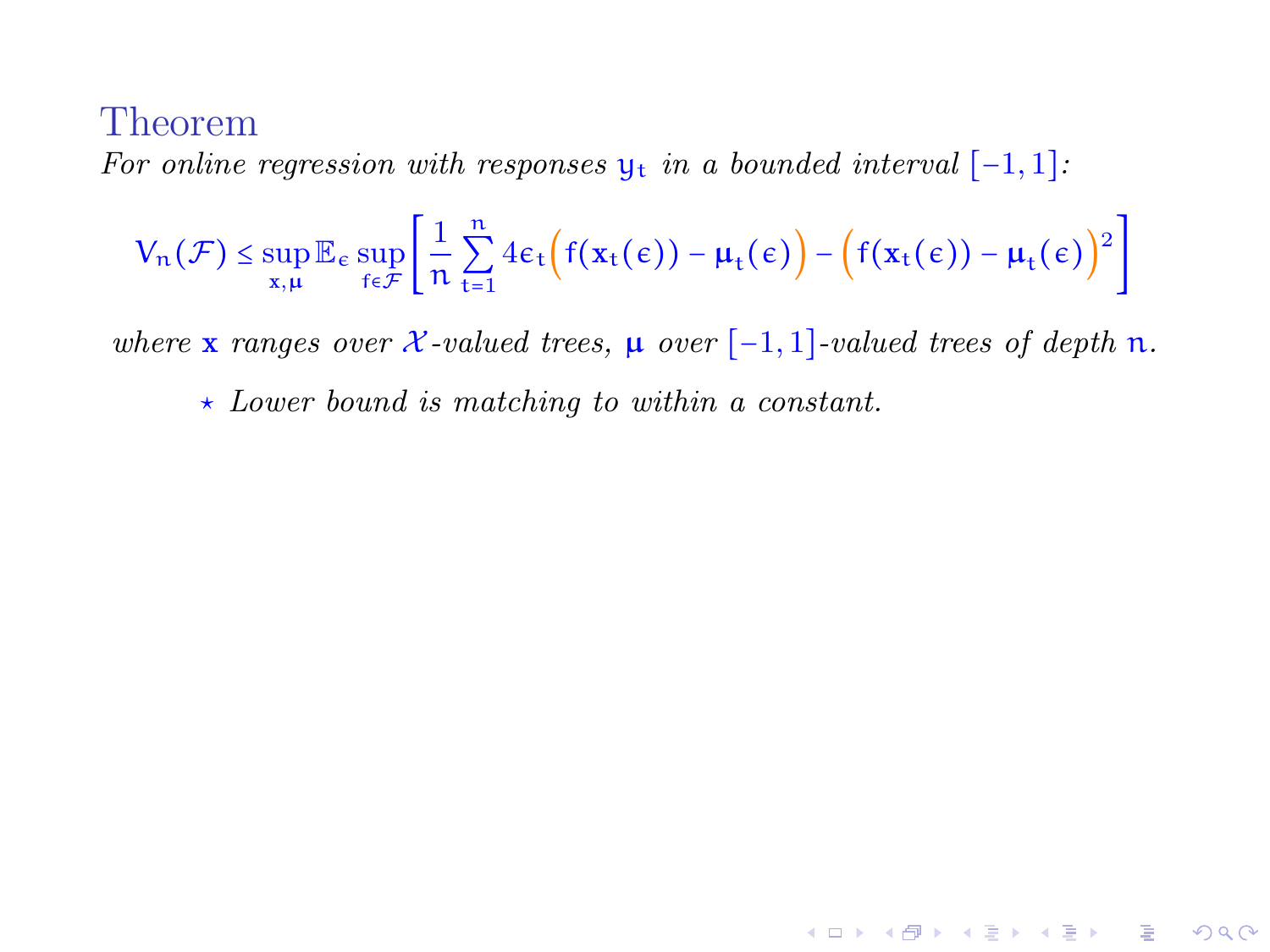### Theorem

*For online regression with responses $y_t$ in a bounded interval $[-1, 1]$:*

$$V_n(\mathcal{F}) \le \sup_{\mathbf{x},\boldsymbol{\mu}} \mathbb{E}_\epsilon \sup_{f \in \mathcal{F}} \left[ \frac{1}{n} \sum_{t=1}^{n} 4\epsilon_t \Big( f(\mathbf{x}_t(\epsilon)) - \boldsymbol{\mu}_t(\epsilon) \Big) - \Big( f(\mathbf{x}_t(\epsilon)) - \boldsymbol{\mu}_t(\epsilon) \Big)^2 \right]$$

*where $\mathbf{x}$ ranges over $\mathcal{X}$-valued trees, $\boldsymbol{\mu}$ over $[-1, 1]$-valued trees of depth $n$.*

- ⋆ *Lower bound is matching to within a constant.*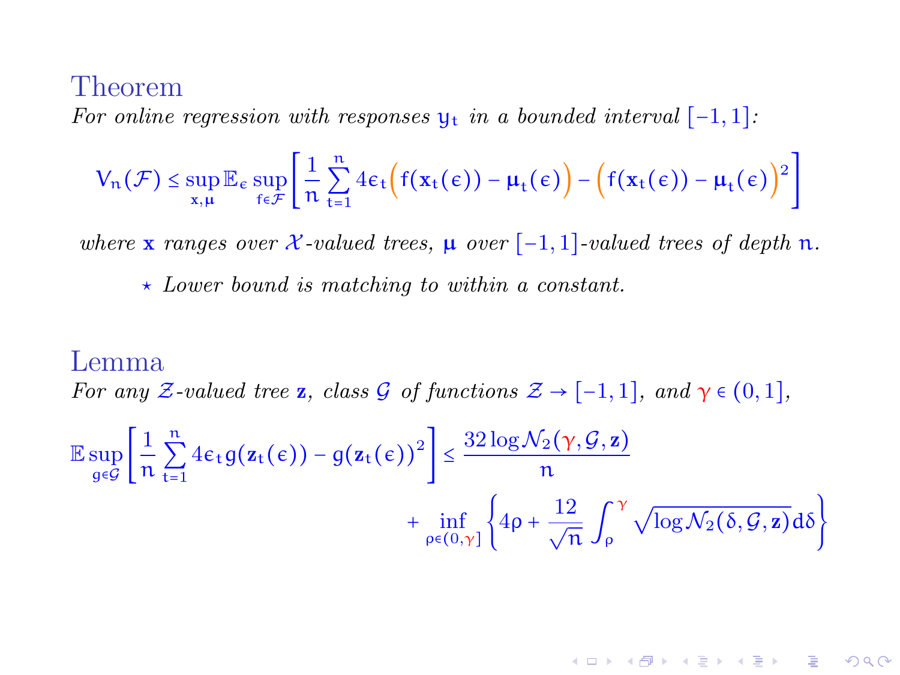### Theorem

*For online regression with responses $y_t$ in a bounded interval $[-1,1]$:*

$$V_n(\mathcal{F}) \le \sup_{\mathbf{x},\boldsymbol{\mu}} \mathbb{E}_\epsilon \sup_{f\in\mathcal{F}} \left[ \frac{1}{n} \sum_{t=1}^{n} 4\epsilon_t \Big( f(\mathbf{x}_t(\epsilon)) - \boldsymbol{\mu}_t(\epsilon) \Big) - \Big( f(\mathbf{x}_t(\epsilon)) - \boldsymbol{\mu}_t(\epsilon) \Big)^2 \right]$$

*where $\mathbf{x}$ ranges over $\mathcal{X}$-valued trees, $\boldsymbol{\mu}$ over $[-1,1]$-valued trees of depth $n$.*

- ⋆ *Lower bound is matching to within a constant.*

### Lemma

*For any $\mathcal{Z}$-valued tree $\mathbf{z}$, class $\mathcal{G}$ of functions $\mathcal{Z} \to [-1,1]$, and $\gamma \in (0,1]$,*

$$\mathbb{E} \sup_{g\in\mathcal{G}} \left[ \frac{1}{n} \sum_{t=1}^{n} 4\epsilon_t g(\mathbf{z}_t(\epsilon)) - g(\mathbf{z}_t(\epsilon))^2 \right] \le \frac{32 \log \mathcal{N}_2(\gamma, \mathcal{G}, \mathbf{z})}{n} + \inf_{\rho \in (0,\gamma]} \left\{ 4\rho + \frac{12}{\sqrt{n}} \int_\rho^\gamma \sqrt{\log \mathcal{N}_2(\delta, \mathcal{G}, \mathbf{z})}\, d\delta \right\}$$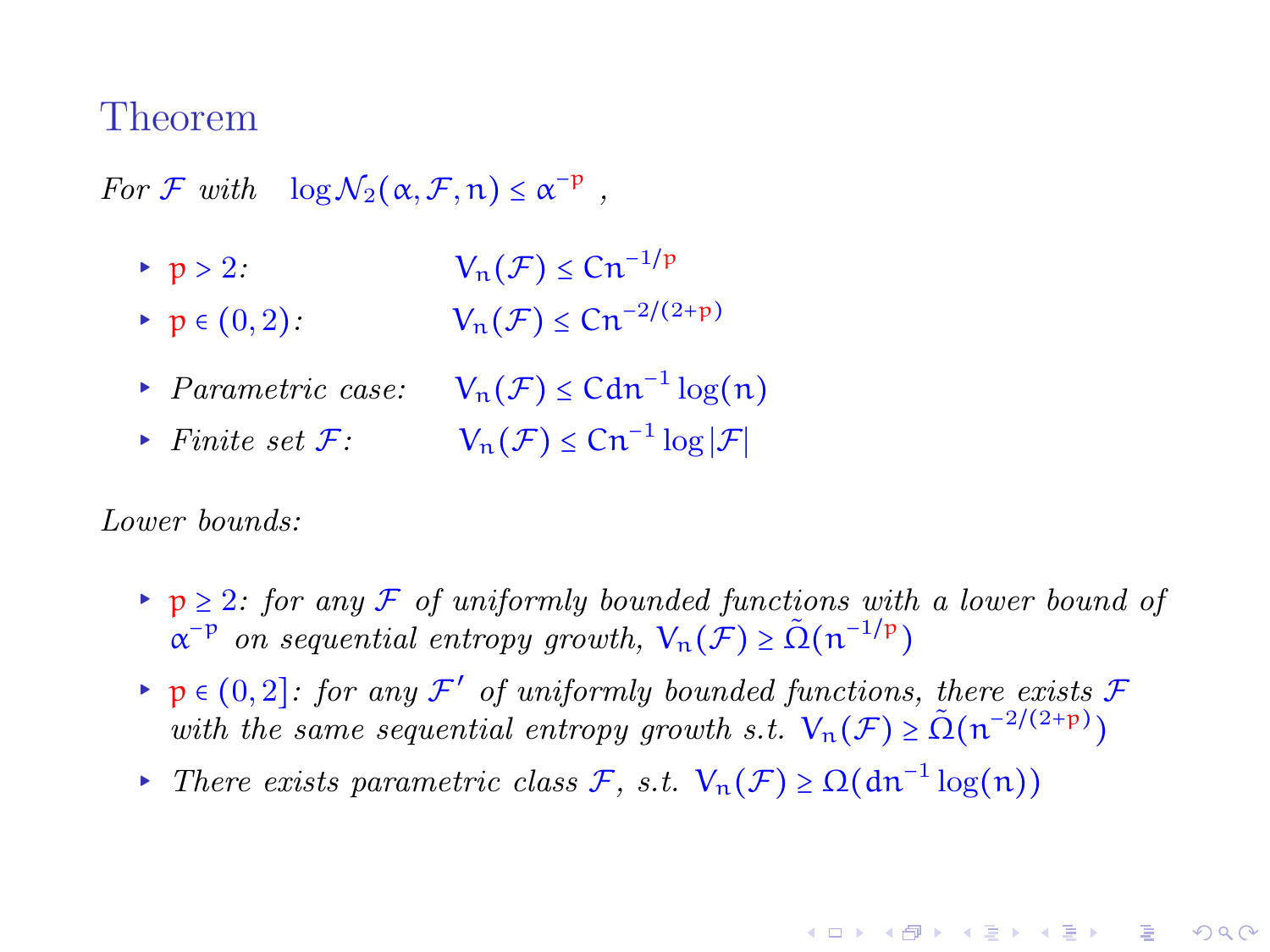## Theorem

*For* $\mathcal{F}$ *with* $\log \mathcal{N}_2(\alpha, \mathcal{F}, n) \le \alpha^{-p}$ ,

- $p > 2$*:* $V_n(\mathcal{F}) \le C n^{-1/p}$
- $p \in (0,2)$*:* $V_n(\mathcal{F}) \le C n^{-2/(2+p)}$
- *Parametric case:* $V_n(\mathcal{F}) \le C d n^{-1} \log(n)$
- *Finite set* $\mathcal{F}$*:* $V_n(\mathcal{F}) \le C n^{-1} \log |\mathcal{F}|$

*Lower bounds:*

- $p \ge 2$*: for any* $\mathcal{F}$ *of uniformly bounded functions with a lower bound of* $\alpha^{-p}$ *on sequential entropy growth,* $V_n(\mathcal{F}) \ge \tilde{\Omega}(n^{-1/p})$
- $p \in (0,2]$*: for any* $\mathcal{F}'$ *of uniformly bounded functions, there exists* $\mathcal{F}$ *with the same sequential entropy growth s.t.* $V_n(\mathcal{F}) \ge \tilde{\Omega}(n^{-2/(2+p)})$
- *There exists parametric class* $\mathcal{F}$*, s.t.* $V_n(\mathcal{F}) \ge \Omega(d n^{-1} \log(n))$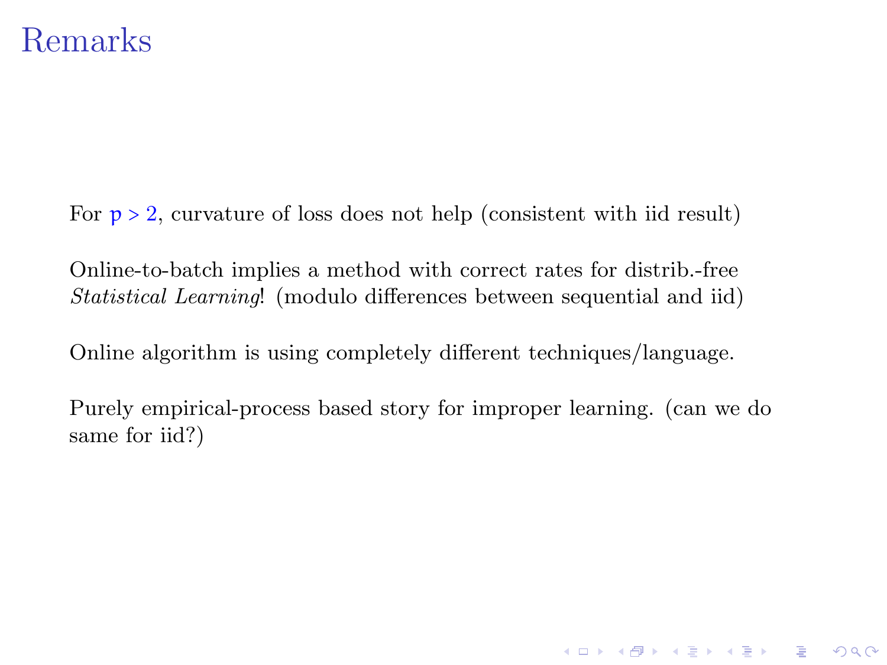# Remarks

For $p > 2$, curvature of loss does not help (consistent with iid result)

Online-to-batch implies a method with correct rates for distrib.-free *Statistical Learning*! (modulo differences between sequential and iid)

Online algorithm is using completely different techniques/language.

Purely empirical-process based story for improper learning. (can we do same for iid?)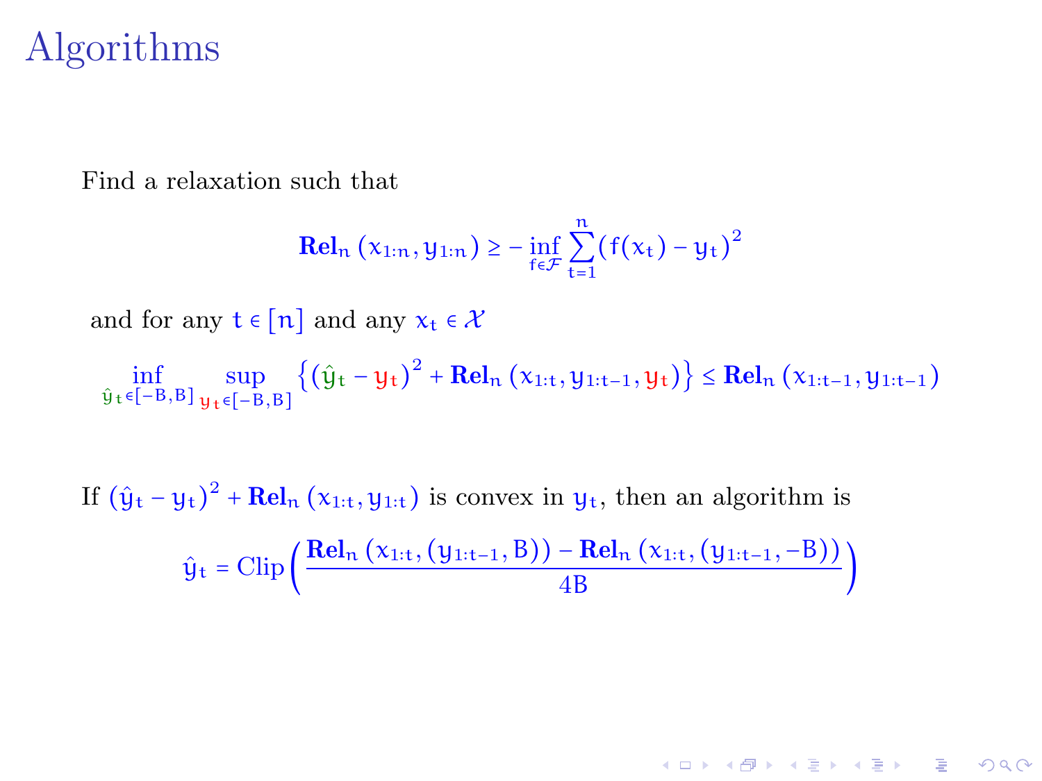# Algorithms

Find a relaxation such that

$$\mathbf{Rel}_n\left(x_{1:n}, y_{1:n}\right) \geq - \inf_{f \in \mathcal{F}} \sum_{t=1}^{n} \left(f(x_t) - y_t\right)^2$$

and for any $t \in [n]$ and any $x_t \in \mathcal{X}$

$$\inf_{\hat{y}_t \in [-B,B]} \sup_{y_t \in [-B,B]} \left\{ \left(\hat{y}_t - y_t\right)^2 + \mathbf{Rel}_n\left(x_{1:t}, y_{1:t-1}, y_t\right) \right\} \leq \mathbf{Rel}_n\left(x_{1:t-1}, y_{1:t-1}\right)$$

If $\left(\hat{y}_t - y_t\right)^2 + \mathbf{Rel}_n\left(x_{1:t}, y_{1:t}\right)$ is convex in $y_t$, then an algorithm is

$$\hat{y}_t = \mathrm{Clip}\left( \frac{\mathbf{Rel}_n\left(x_{1:t}, (y_{1:t-1}, B)\right) - \mathbf{Rel}_n\left(x_{1:t}, (y_{1:t-1}, -B)\right)}{4B} \right)$$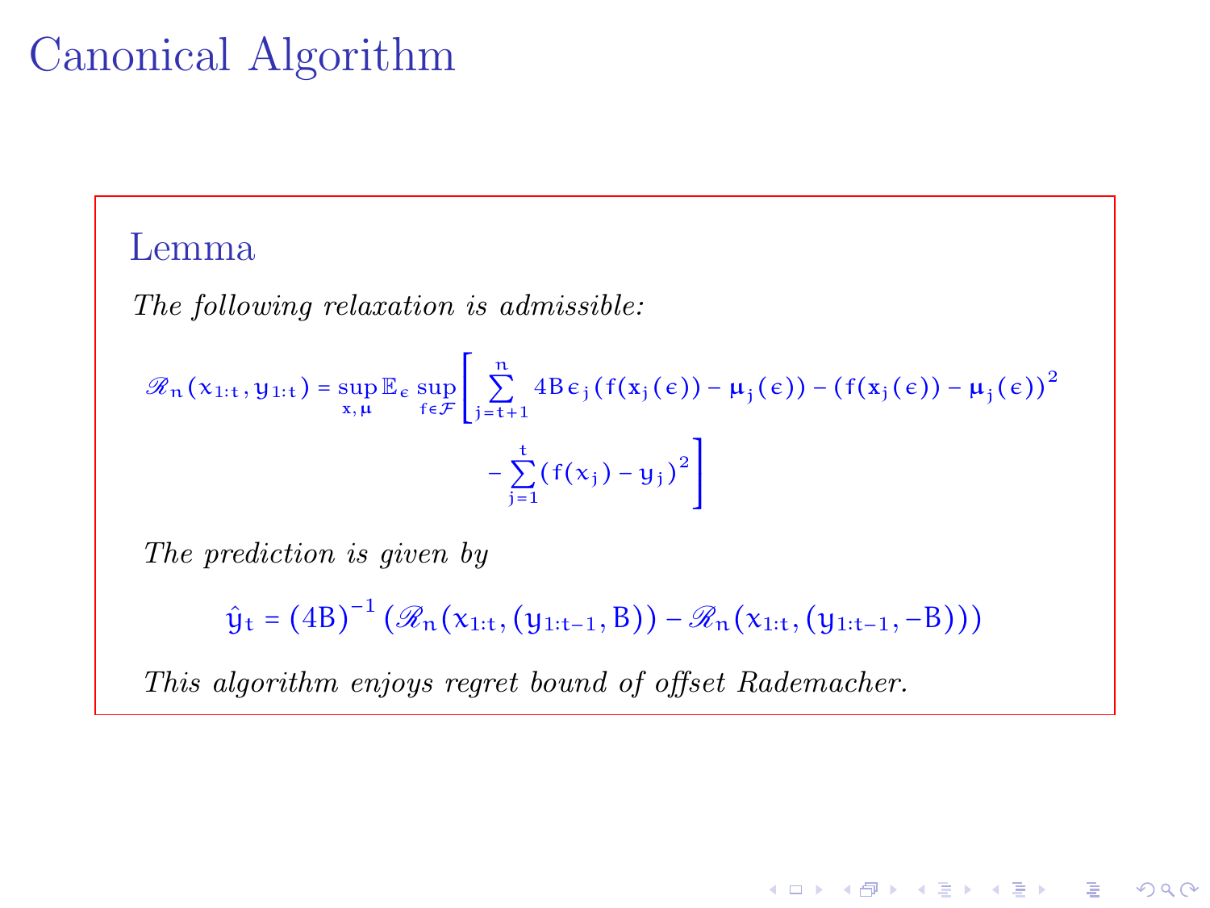# Canonical Algorithm

## Lemma

*The following relaxation is admissible:*

$$\mathscr{R}_n(x_{1:t}, y_{1:t}) = \sup_{\mathbf{x}, \boldsymbol{\mu}} \mathbb{E}_\epsilon \sup_{f \in \mathcal{F}} \Bigg[ \sum_{j=t+1}^{n} 4B\epsilon_j (f(\mathbf{x}_j(\epsilon)) - \boldsymbol{\mu}_j(\epsilon)) - (f(\mathbf{x}_j(\epsilon)) - \boldsymbol{\mu}_j(\epsilon))^2 - \sum_{j=1}^{t} (f(x_j) - y_j)^2 \Bigg]$$

*The prediction is given by*

$$\hat{y}_t = (4B)^{-1} \left( \mathscr{R}_n(x_{1:t}, (y_{1:t-1}, B)) - \mathscr{R}_n(x_{1:t}, (y_{1:t-1}, -B)) \right)$$

*This algorithm enjoys regret bound of offset Rademacher.*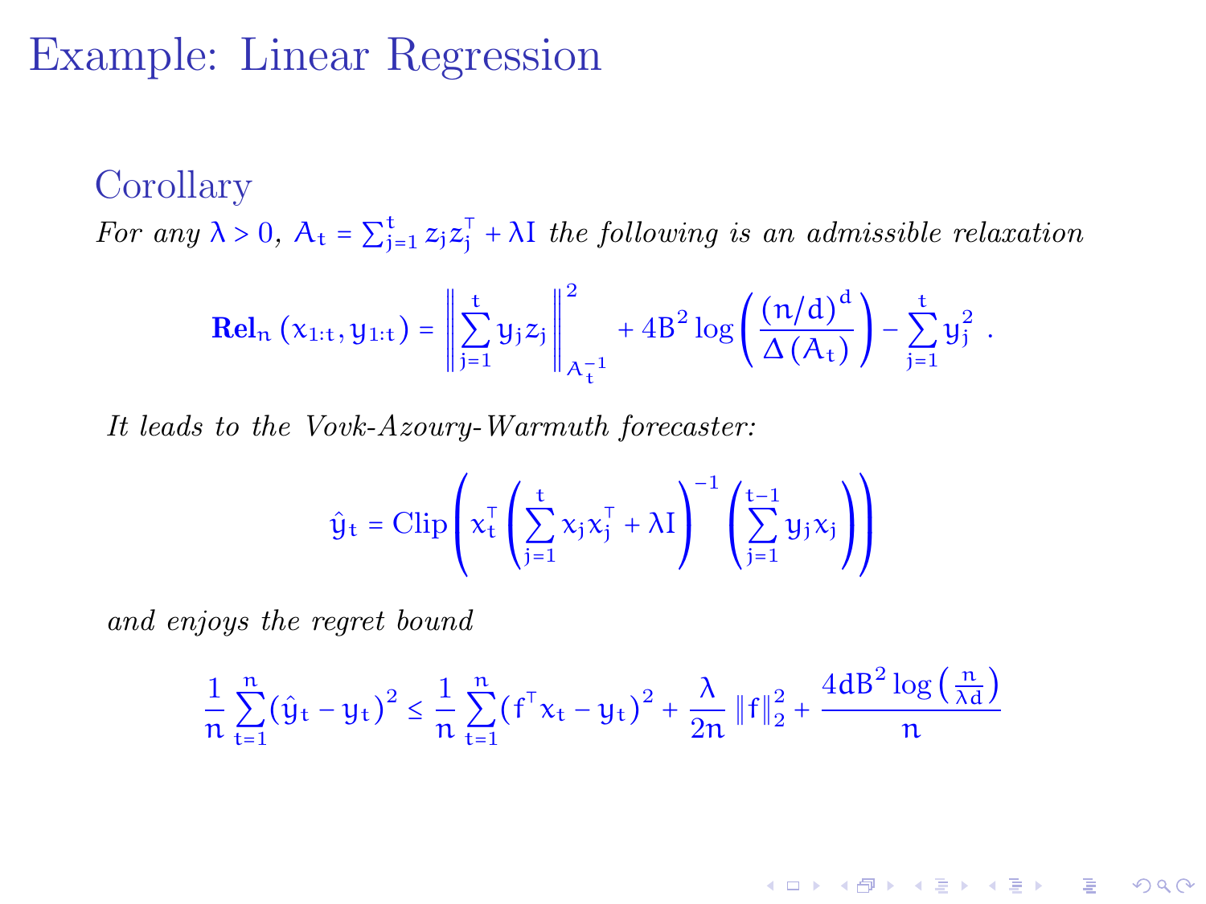# Example: Linear Regression

**Corollary**

*For any $\lambda > 0$, $A_t = \sum_{j=1}^{t} z_j z_j^\top + \lambda I$ the following is an admissible relaxation*

$$\mathbf{Rel}_n\left(x_{1:t}, y_{1:t}\right) = \left\| \sum_{j=1}^{t} y_j z_j \right\|_{A_t^{-1}}^2 + 4B^2 \log\left( \frac{(n/d)^d}{\Delta\left(A_t\right)} \right) - \sum_{j=1}^{t} y_j^2 \ .$$

*It leads to the Vovk-Azoury-Warmuth forecaster:*

$$\hat{y}_t = \mathrm{Clip}\left( x_t^\top \left( \sum_{j=1}^{t} x_j x_j^\top + \lambda I \right)^{-1} \left( \sum_{j=1}^{t-1} y_j x_j \right) \right)$$

*and enjoys the regret bound*

$$\frac{1}{n} \sum_{t=1}^{n} (\hat{y}_t - y_t)^2 \leq \frac{1}{n} \sum_{t=1}^{n} (f^\top x_t - y_t)^2 + \frac{\lambda}{2n} \|f\|_2^2 + \frac{4dB^2 \log\left(\frac{n}{\lambda d}\right)}{n}$$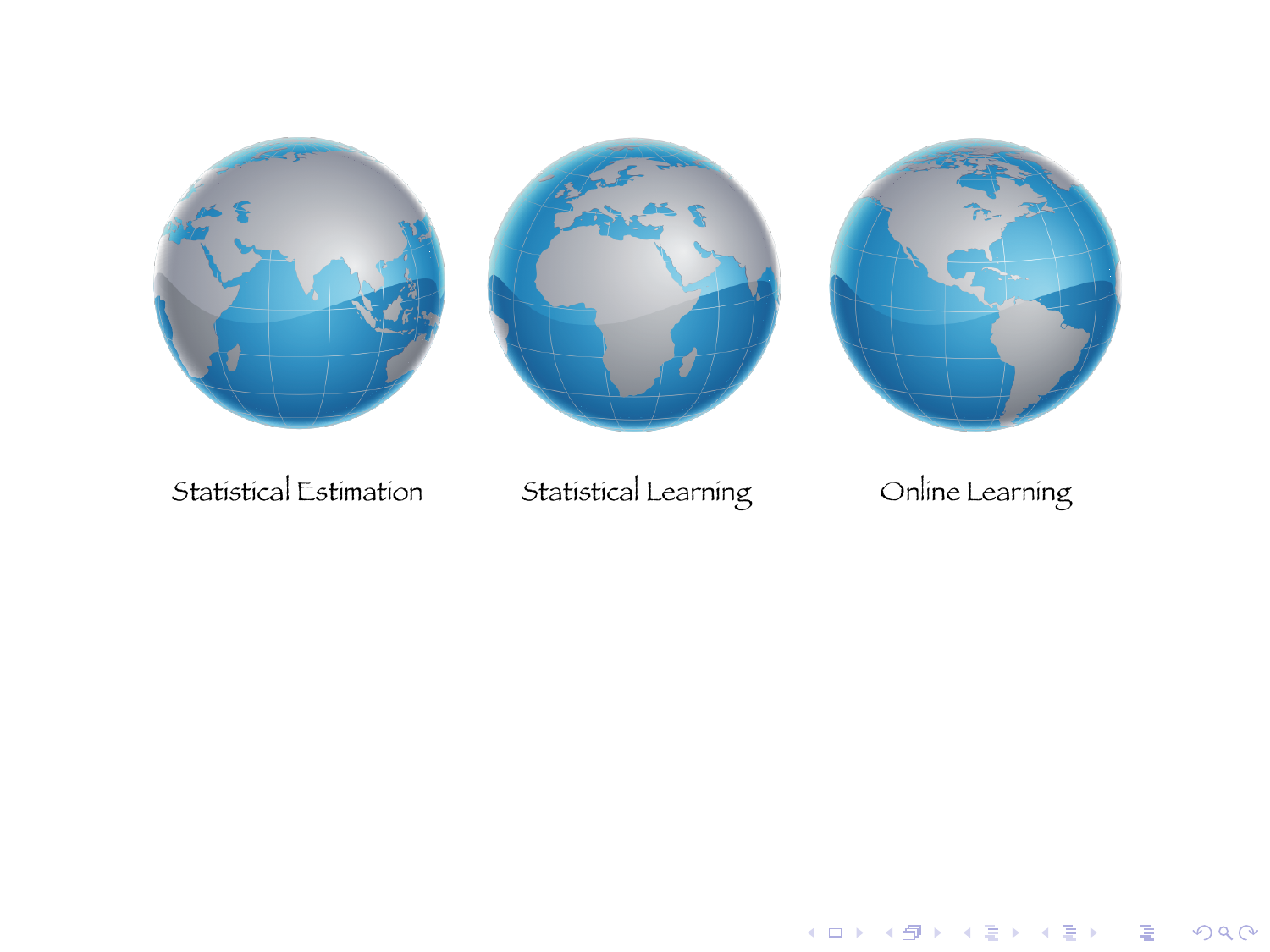Statistical Estimation

Statistical Learning

Online Learning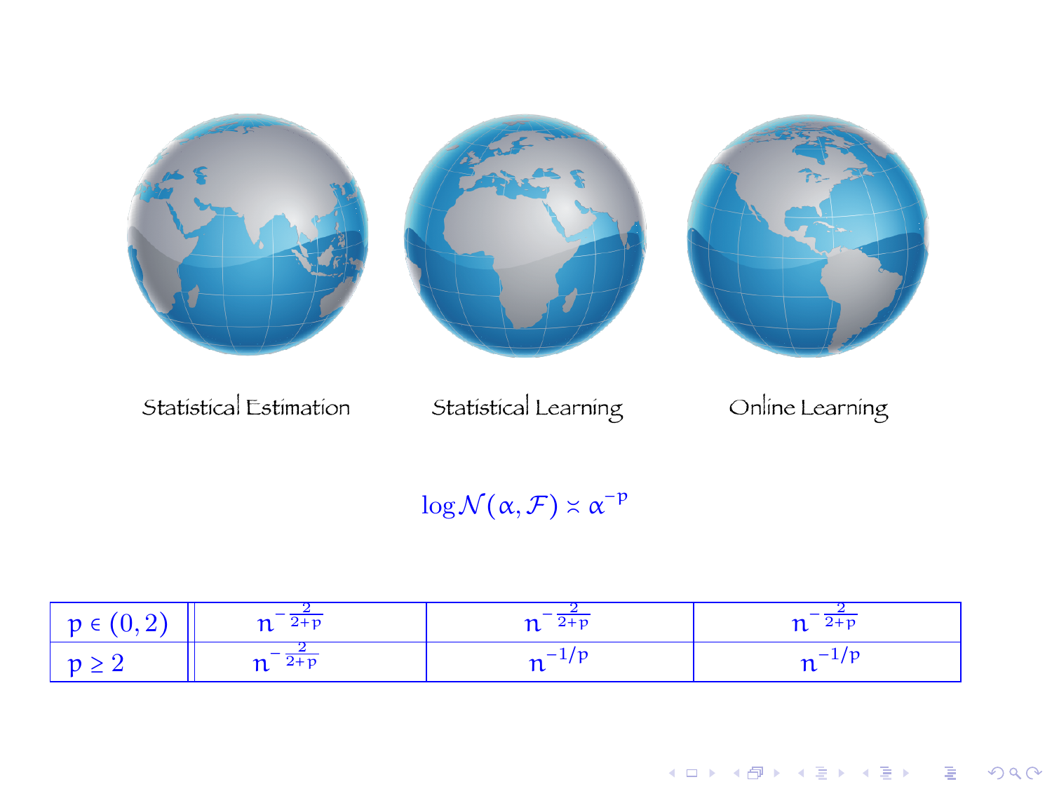Statistical Estimation | Statistical Learning | Online Learning

$$\log \mathcal{N}(\alpha, \mathcal{F}) \asymp \alpha^{-p}$$

| | Statistical Estimation | Statistical Learning | Online Learning |
|---|---|---|---|
| $p \in (0,2)$ | $n^{-\frac{2}{2+p}}$ | $n^{-\frac{2}{2+p}}$ | $n^{-\frac{2}{2+p}}$ |
| $p \geq 2$ | $n^{-\frac{2}{2+p}}$ | $n^{-1/p}$ | $n^{-1/p}$ |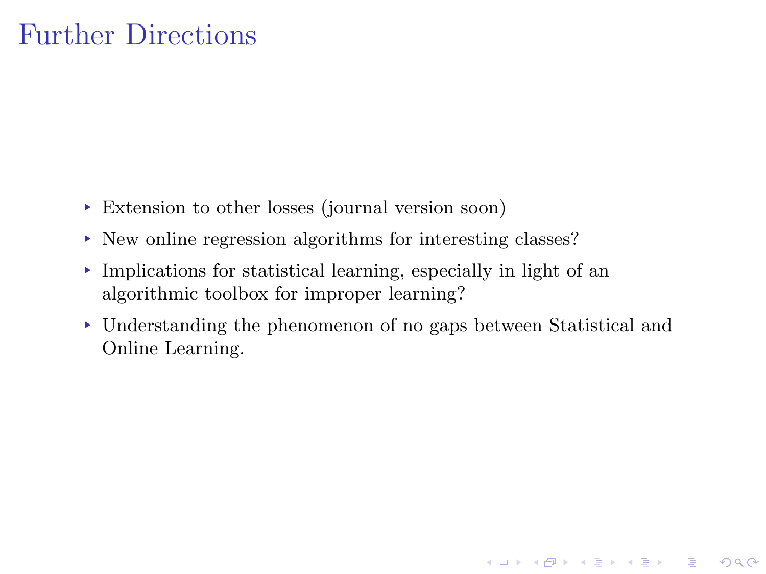# Further Directions

- Extension to other losses (journal version soon)
- New online regression algorithms for interesting classes?
- Implications for statistical learning, especially in light of an algorithmic toolbox for improper learning?
- Understanding the phenomenon of no gaps between Statistical and Online Learning.